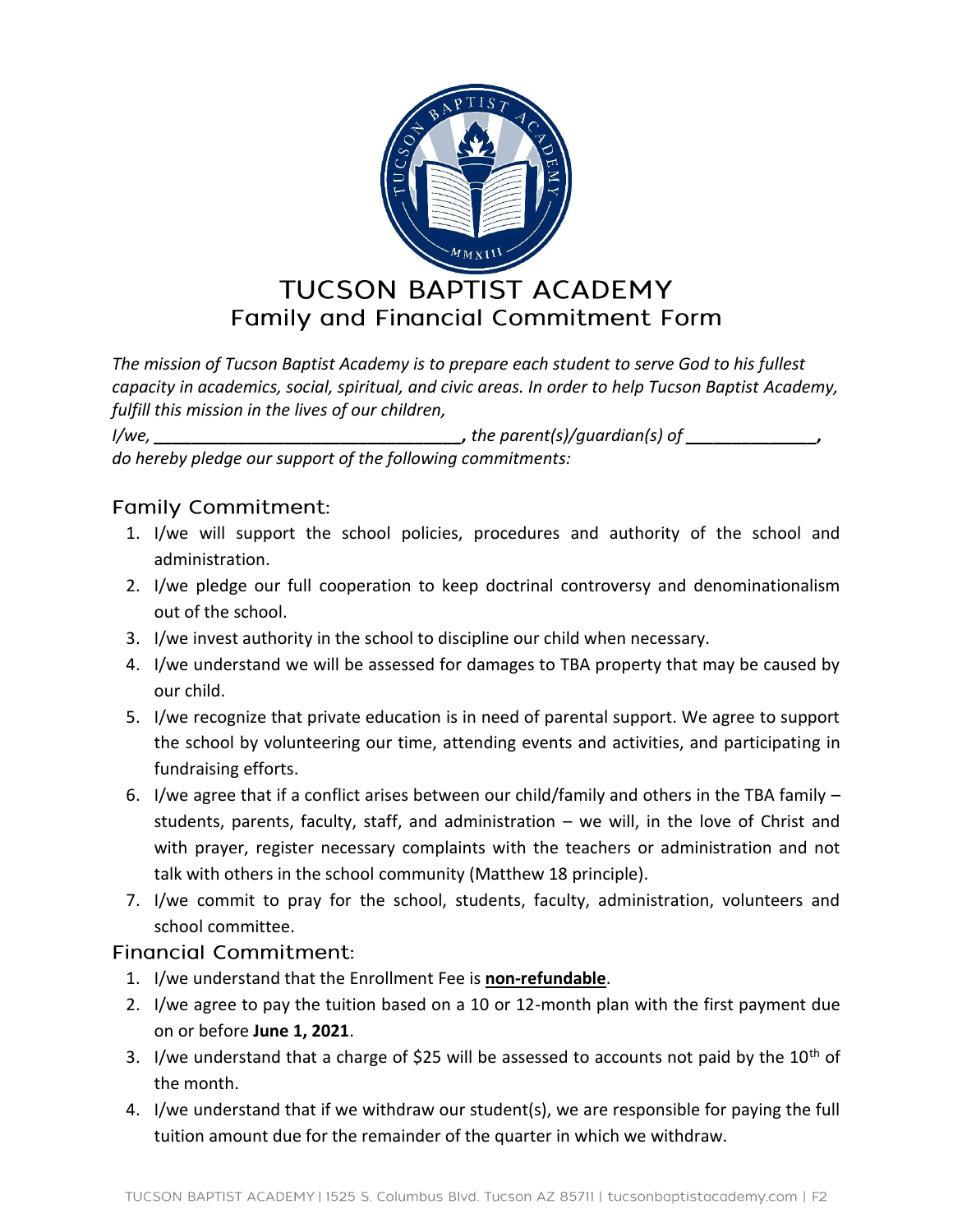# TUCSON BAPTIST ACADEMY

## Family and Financial Commitment Form

*The mission of Tucson Baptist Academy is to prepare each student to serve God to his fullest capacity in academics, social, spiritual, and civic areas. In order to help Tucson Baptist Academy, fulfill this mission in the lives of our children,*

*I/we, ________________________________, the parent(s)/guardian(s) of ______________, do hereby pledge our support of the following commitments:*

### Family Commitment:

1. I/we will support the school policies, procedures and authority of the school and administration.
2. I/we pledge our full cooperation to keep doctrinal controversy and denominationalism out of the school.
3. I/we invest authority in the school to discipline our child when necessary.
4. I/we understand we will be assessed for damages to TBA property that may be caused by our child.
5. I/we recognize that private education is in need of parental support. We agree to support the school by volunteering our time, attending events and activities, and participating in fundraising efforts.
6. I/we agree that if a conflict arises between our child/family and others in the TBA family – students, parents, faculty, staff, and administration – we will, in the love of Christ and with prayer, register necessary complaints with the teachers or administration and not talk with others in the school community (Matthew 18 principle).
7. I/we commit to pray for the school, students, faculty, administration, volunteers and school committee.

### Financial Commitment:

1. I/we understand that the Enrollment Fee is **non-refundable**.
2. I/we agree to pay the tuition based on a 10 or 12-month plan with the first payment due on or before **June 1, 2021**.
3. I/we understand that a charge of $25 will be assessed to accounts not paid by the 10th of the month.
4. I/we understand that if we withdraw our student(s), we are responsible for paying the full tuition amount due for the remainder of the quarter in which we withdraw.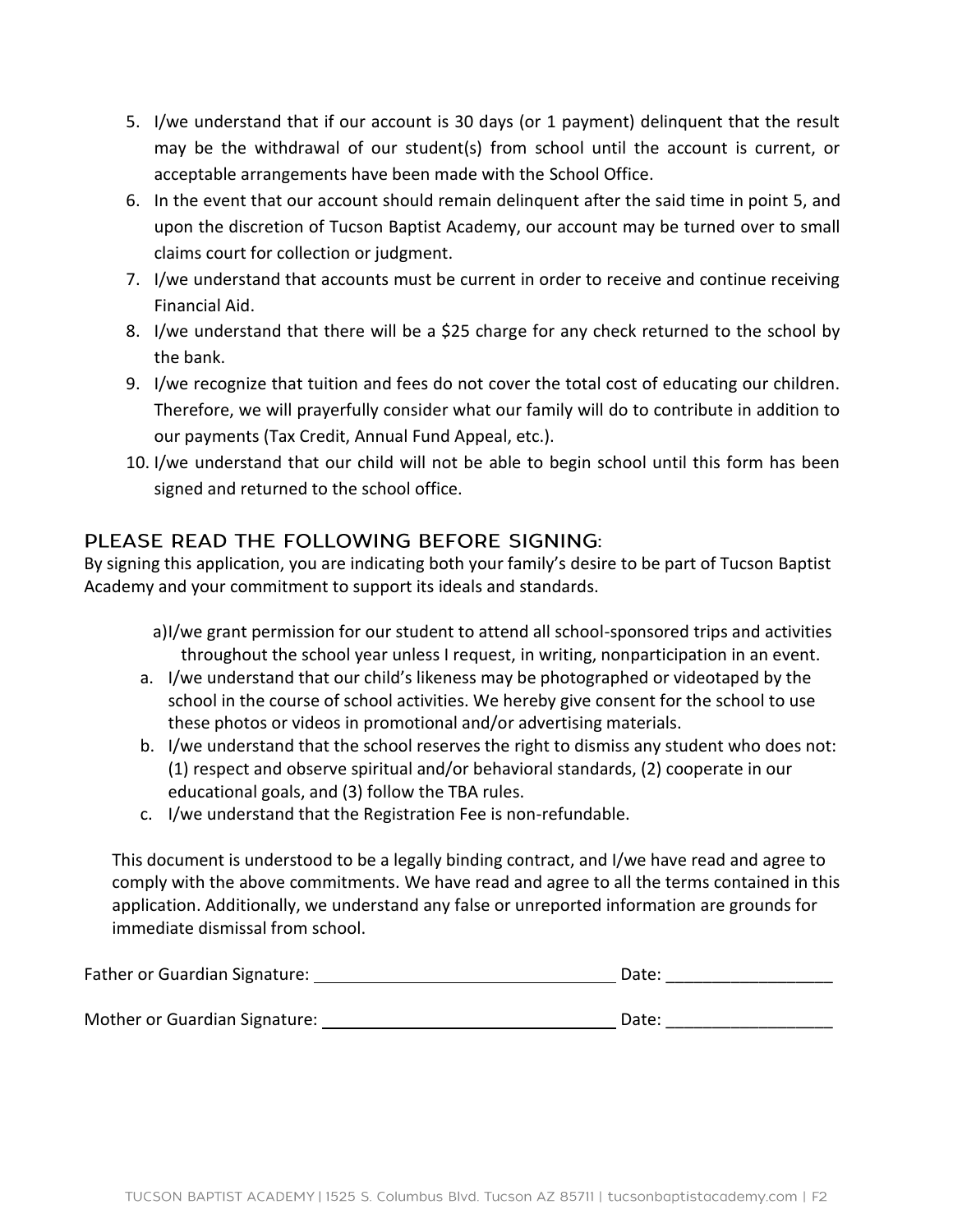5. I/we understand that if our account is 30 days (or 1 payment) delinquent that the result may be the withdrawal of our student(s) from school until the account is current, or acceptable arrangements have been made with the School Office.
6. In the event that our account should remain delinquent after the said time in point 5, and upon the discretion of Tucson Baptist Academy, our account may be turned over to small claims court for collection or judgment.
7. I/we understand that accounts must be current in order to receive and continue receiving Financial Aid.
8. I/we understand that there will be a $25 charge for any check returned to the school by the bank.
9. I/we recognize that tuition and fees do not cover the total cost of educating our children. Therefore, we will prayerfully consider what our family will do to contribute in addition to our payments (Tax Credit, Annual Fund Appeal, etc.).
10. I/we understand that our child will not be able to begin school until this form has been signed and returned to the school office.

## PLEASE READ THE FOLLOWING BEFORE SIGNING:

By signing this application, you are indicating both your family's desire to be part of Tucson Baptist Academy and your commitment to support its ideals and standards.

a)I/we grant permission for our student to attend all school-sponsored trips and activities throughout the school year unless I request, in writing, nonparticipation in an event.

a. I/we understand that our child's likeness may be photographed or videotaped by the school in the course of school activities. We hereby give consent for the school to use these photos or videos in promotional and/or advertising materials.
b. I/we understand that the school reserves the right to dismiss any student who does not: (1) respect and observe spiritual and/or behavioral standards, (2) cooperate in our educational goals, and (3) follow the TBA rules.
c. I/we understand that the Registration Fee is non-refundable.

This document is understood to be a legally binding contract, and I/we have read and agree to comply with the above commitments. We have read and agree to all the terms contained in this application. Additionally, we understand any false or unreported information are grounds for immediate dismissal from school.

Father or Guardian Signature: ________________________________ Date: __________________

Mother or Guardian Signature: ________________________________ Date: __________________